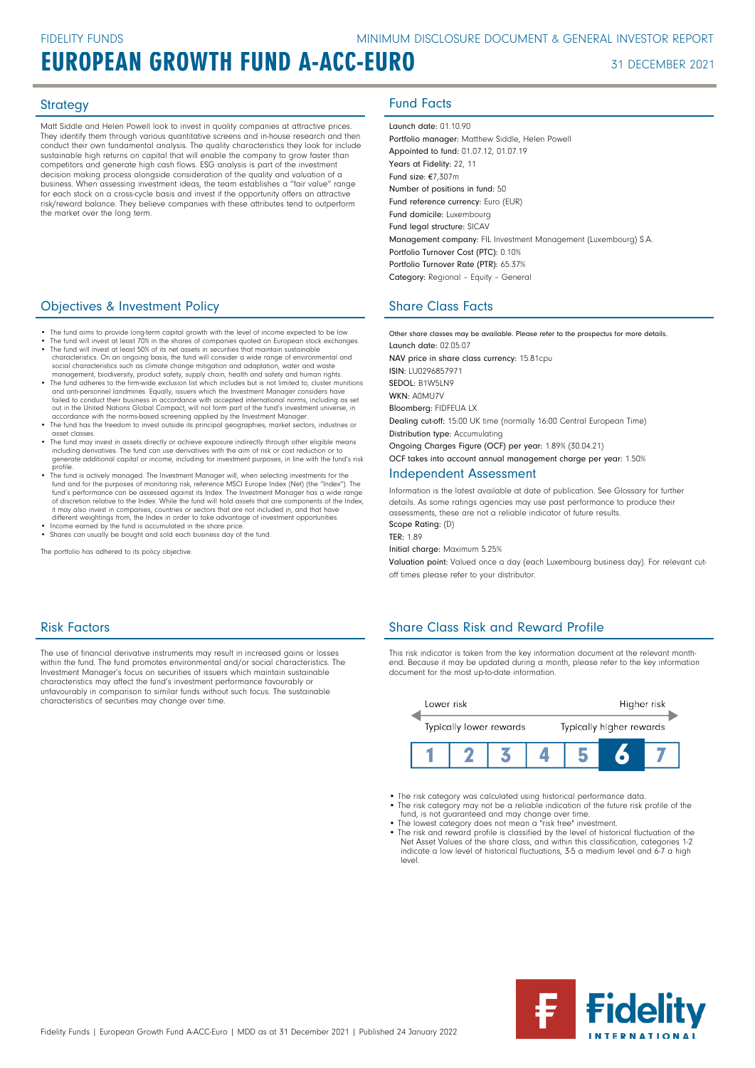FIDELITY FUNDS

MINIMUM DISCLOSURE DOCUMENT & GENERAL INVESTOR REPORT

# EUROPEAN GROWTH FUND A-ACC-EURO

31 DECEMBER 2021

## Strategy

Matt Siddle and Helen Powell look to invest in quality companies at attractive prices. They identify them through various quantitative screens and in-house research and then conduct their own fundamental analysis. The quality characteristics they look for include sustainable high returns on capital that will enable the company to grow faster than competitors and generate high cash flows. ESG analysis is part of the investment decision making process alongside consideration of the quality and valuation of a business. When assessing investment ideas, the team establishes a "fair value" range for each stock on a cross-cycle basis and invest if the opportunity offers an attractive risk/reward balance. They believe companies with these attributes tend to outperform the market over the long term.

## Objectives & Investment Policy

- The fund aims to provide long-term capital growth with the level of income expected to be low.
- The fund will invest at least 70% in the shares of companies quoted on European stock exchanges.
- The fund will invest at least 50% of its net assets in securities that maintain sustainable characteristics. On an ongoing basis, the fund will consider a wide range of environmental and social characteristics such as climate change mitigation and adaptation, water and waste management, biodiversity, product safety, supply chain, health and safety and human rights.
- The fund adheres to the firm-wide exclusion list which includes but is not limited to, cluster munitions and anti-personnel landmines. Equally, issuers which the Investment Manager considers have failed to conduct their business in accordance with accepted international norms, including as set out in the United Nations Global Compact, will not form part of the fund's investment universe, in accordance with the norms-based screening applied by the Investment Manager.
- The fund has the freedom to invest outside its principal geographies, market sectors, industries or asset classes.
- The fund may invest in assets directly or achieve exposure indirectly through other eligible means including derivatives. The fund can use derivatives with the aim of risk or cost reduction or to generate additional capital or income, including for investment purposes, in line with the fund's risk profile.
- The fund is actively managed. The Investment Manager will, when selecting investments for the fund and for the purposes of monitoring risk, reference MSCI Europe Index (Net) (the "Index"). The fund's performance can be assessed against its Index. The Investment Manager has a wide range of discretion relative to the Index. While the fund will hold assets that are components of the Index, it may also invest in companies, countries or sectors that are not included in, and that have different weightings from, the Index in order to take advantage of investment opportunities.
- Income earned by the fund is accumulated in the share price.
- Shares can usually be bought and sold each business day of the fund.

The portfolio has adhered to its policy objective.

## Fund Facts

Launch date: 01.10.90
Portfolio manager: Matthew Siddle, Helen Powell
Appointed to fund: 01.07.12, 01.07.19
Years at Fidelity: 22, 11
Fund size: €7,307m
Number of positions in fund: 50
Fund reference currency: Euro (EUR)
Fund domicile: Luxembourg
Fund legal structure: SICAV
Management company: FIL Investment Management (Luxembourg) S.A.
Portfolio Turnover Cost (PTC): 0.10%
Portfolio Turnover Rate (PTR): 65.37%
Category: Regional - Equity - General

## Share Class Facts

Other share classes may be available. Please refer to the prospectus for more details.
Launch date: 02.05.07
NAV price in share class currency: 15.81cpu
ISIN: LU0296857971
SEDOL: B1W5LN9
WKN: A0MU7V
Bloomberg: FIDFEUA LX
Dealing cut-off: 15:00 UK time (normally 16:00 Central European Time)
Distribution type: Accumulating
Ongoing Charges Figure (OCF) per year: 1.89% (30.04.21)
OCF takes into account annual management charge per year: 1.50%

## Independent Assessment

Information is the latest available at date of publication. See Glossary for further details. As some ratings agencies may use past performance to produce their assessments, these are not a reliable indicator of future results.
Scope Rating: (D)
TER: 1.89
Initial charge: Maximum 5.25%
Valuation point: Valued once a day (each Luxembourg business day). For relevant cut-off times please refer to your distributor.

## Risk Factors

The use of financial derivative instruments may result in increased gains or losses within the fund. The fund promotes environmental and/or social characteristics. The Investment Manager's focus on securities of issuers which maintain sustainable characteristics may affect the fund's investment performance favourably or unfavourably in comparison to similar funds without such focus. The sustainable characteristics of securities may change over time.

## Share Class Risk and Reward Profile

This risk indicator is taken from the key information document at the relevant month-end. Because it may be updated during a month, please refer to the key information document for the most up-to-date information.

Lower risk — Higher risk
Typically lower rewards — Typically higher rewards

| 1 | 2 | 3 | 4 | 5 | **6** | 7 |
|---|---|---|---|---|---|---|

- The risk category was calculated using historical performance data.
- The risk category may not be a reliable indication of the future risk profile of the fund, is not guaranteed and may change over time.
- The lowest category does not mean a "risk free" investment.
- The risk and reward profile is classified by the level of historical fluctuation of the Net Asset Values of the share class, and within this classification, categories 1-2 indicate a low level of historical fluctuations, 3-5 a medium level and 6-7 a high level.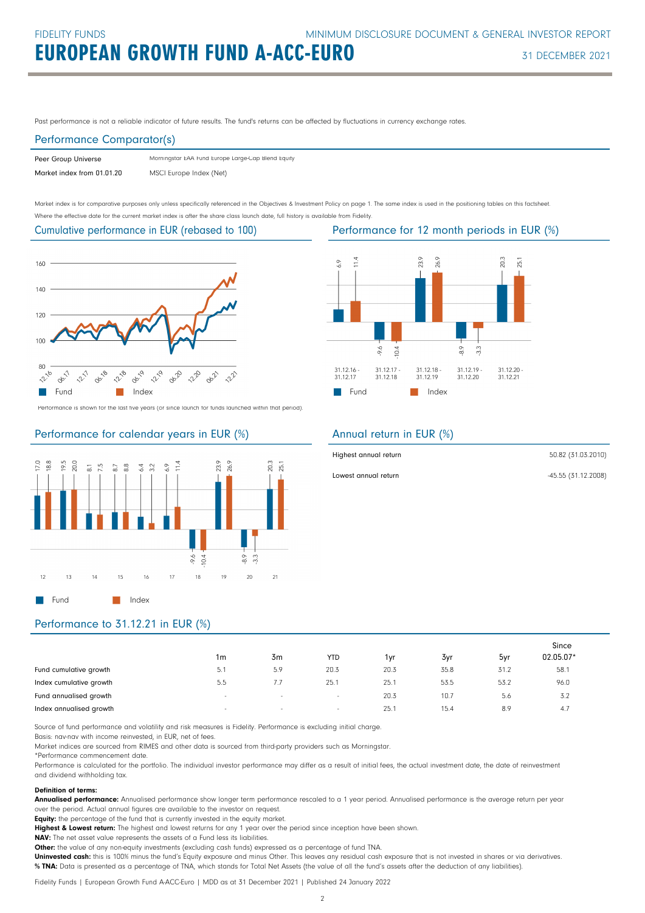Past performance is not a reliable indicator of future results. The fund's returns can be affected by fluctuations in currency exchange rates.

## Performance Comparator(s)

| | |
|---|---|
| Peer Group Universe | Morningstar EAA Fund Europe Large-Cap Blend Equity |
| Market index from 01.01.20 | MSCI Europe Index (Net) |

Market index is for comparative purposes only unless specifically referenced in the Objectives & Investment Policy on page 1. The same index is used in the positioning tables on this factsheet.
Where the effective date for the current market index is after the share class launch date, full history is available from Fidelity.

## Cumulative performance in EUR (rebased to 100)

Performance is shown for the last five years (or since launch for funds launched within that period).

## Performance for 12 month periods in EUR (%)

| | 31.12.16 - 31.12.17 | 31.12.17 - 31.12.18 | 31.12.18 - 31.12.19 | 31.12.19 - 31.12.20 | 31.12.20 - 31.12.21 |
|---|---|---|---|---|---|
| Fund | 6.9 | -9.6 | 23.9 | -8.9 | 20.3 |
| Index | 11.4 | -10.4 | 26.9 | -3.3 | 25.1 |

## Performance for calendar years in EUR (%)

| | 12 | 13 | 14 | 15 | 16 | 17 | 18 | 19 | 20 | 21 |
|---|---|---|---|---|---|---|---|---|---|---|
| Fund | 17.0 | 19.5 | 8.1 | 8.7 | 6.4 | 6.9 | -9.6 | 23.9 | -8.9 | 20.3 |
| Index | 18.8 | 20.0 | 7.5 | 8.8 | 3.2 | 11.4 | -10.4 | 26.9 | -3.3 | 25.1 |

## Annual return in EUR (%)

| | |
|---|---|
| Highest annual return | 50.82 (31.03.2010) |
| Lowest annual return | -45.55 (31.12.2008) |

## Performance to 31.12.21 in EUR (%)

| | 1m | 3m | YTD | 1yr | 3yr | 5yr | Since 02.05.07* |
|---|---|---|---|---|---|---|---|
| Fund cumulative growth | 5.1 | 5.9 | 20.3 | 20.3 | 35.8 | 31.2 | 58.1 |
| Index cumulative growth | 5.5 | 7.7 | 25.1 | 25.1 | 53.5 | 53.2 | 96.0 |
| Fund annualised growth | - | - | - | 20.3 | 10.7 | 5.6 | 3.2 |
| Index annualised growth | - | - | - | 25.1 | 15.4 | 8.9 | 4.7 |

Source of fund performance and volatility and risk measures is Fidelity. Performance is excluding initial charge.
Basis: nav-nav with income reinvested, in EUR, net of fees.
Market indices are sourced from RIMES and other data is sourced from third-party providers such as Morningstar.
*Performance commencement date.
Performance is calculated for the portfolio. The individual investor performance may differ as a result of initial fees, the actual investment date, the date of reinvestment and dividend withholding tax.

**Definition of terms:**
**Annualised performance:** Annualised performance show longer term performance rescaled to a 1 year period. Annualised performance is the average return per year over the period. Actual annual figures are available to the investor on request.
**Equity:** the percentage of the fund that is currently invested in the equity market.
**Highest & Lowest return:** The highest and lowest returns for any 1 year over the period since inception have been shown.
**NAV:** The net asset value represents the assets of a Fund less its liabilities.
**Other:** the value of any non-equity investments (excluding cash funds) expressed as a percentage of fund TNA.
**Uninvested cash:** this is 100% minus the fund's Equity exposure and minus Other. This leaves any residual cash exposure that is not invested in shares or via derivatives.
**% TNA:** Data is presented as a percentage of TNA, which stands for Total Net Assets (the value of all the fund's assets after the deduction of any liabilities).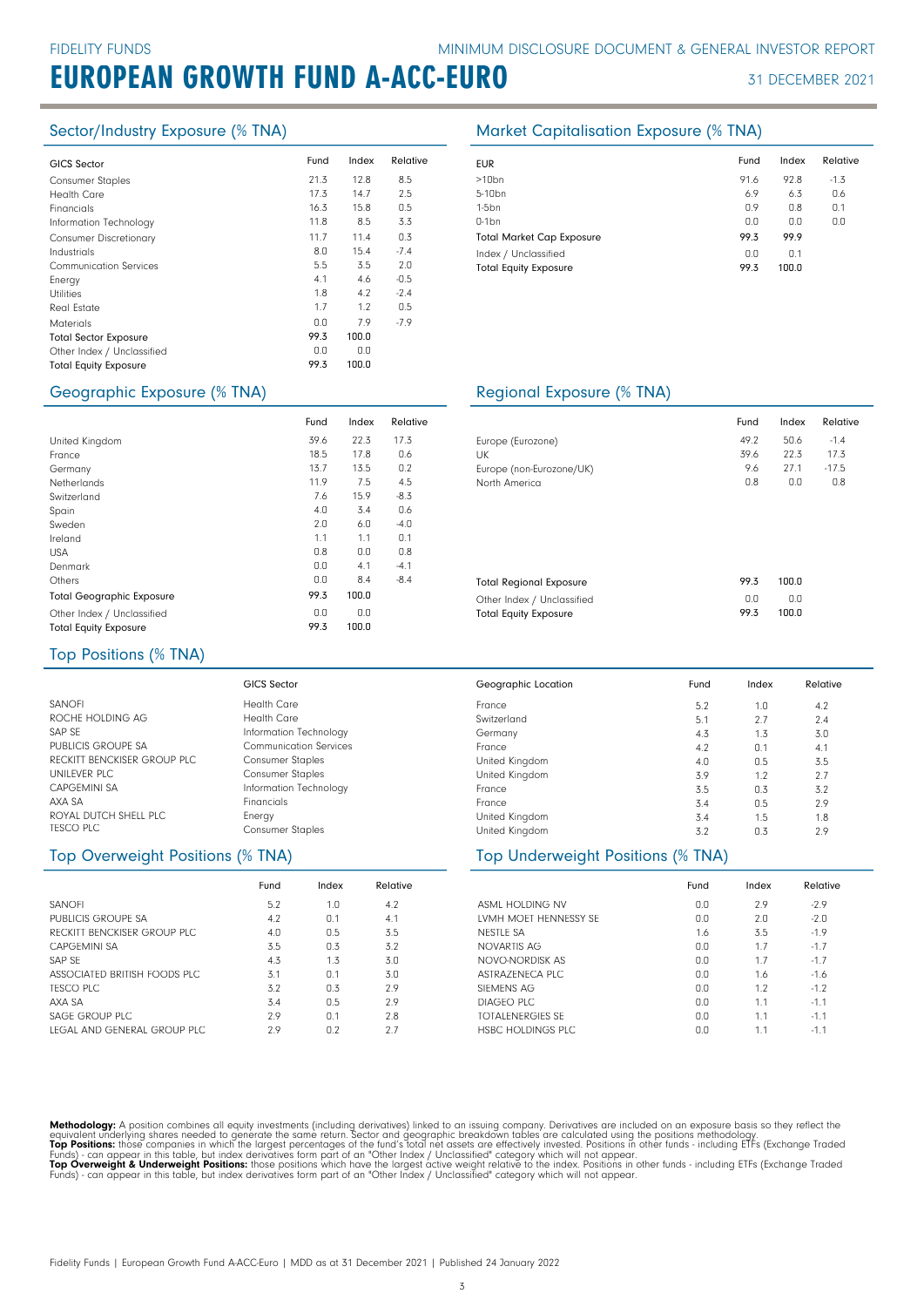FIDELITY FUNDS — MINIMUM DISCLOSURE DOCUMENT & GENERAL INVESTOR REPORT

# EUROPEAN GROWTH FUND A-ACC-EURO

31 DECEMBER 2021

## Sector/Industry Exposure (% TNA)

| GICS Sector | Fund | Index | Relative |
|---|---|---|---|
| Consumer Staples | 21.3 | 12.8 | 8.5 |
| Health Care | 17.3 | 14.7 | 2.5 |
| Financials | 16.3 | 15.8 | 0.5 |
| Information Technology | 11.8 | 8.5 | 3.3 |
| Consumer Discretionary | 11.7 | 11.4 | 0.3 |
| Industrials | 8.0 | 15.4 | -7.4 |
| Communication Services | 5.5 | 3.5 | 2.0 |
| Energy | 4.1 | 4.6 | -0.5 |
| Utilities | 1.8 | 4.2 | -2.4 |
| Real Estate | 1.7 | 1.2 | 0.5 |
| Materials | 0.0 | 7.9 | -7.9 |
| **Total Sector Exposure** | **99.3** | **100.0** | |
| Other Index / Unclassified | 0.0 | 0.0 | |
| **Total Equity Exposure** | **99.3** | **100.0** | |

## Market Capitalisation Exposure (% TNA)

| EUR | Fund | Index | Relative |
|---|---|---|---|
| >10bn | 91.6 | 92.8 | -1.3 |
| 5-10bn | 6.9 | 6.3 | 0.6 |
| 1-5bn | 0.9 | 0.8 | 0.1 |
| 0-1bn | 0.0 | 0.0 | 0.0 |
| **Total Market Cap Exposure** | **99.3** | **99.9** | |
| Index / Unclassified | 0.0 | 0.1 | |
| **Total Equity Exposure** | **99.3** | **100.0** | |

## Geographic Exposure (% TNA)

| | Fund | Index | Relative |
|---|---|---|---|
| United Kingdom | 39.6 | 22.3 | 17.3 |
| France | 18.5 | 17.8 | 0.6 |
| Germany | 13.7 | 13.5 | 0.2 |
| Netherlands | 11.9 | 7.5 | 4.5 |
| Switzerland | 7.6 | 15.9 | -8.3 |
| Spain | 4.0 | 3.4 | 0.6 |
| Sweden | 2.0 | 6.0 | -4.0 |
| Ireland | 1.1 | 1.1 | 0.1 |
| USA | 0.8 | 0.0 | 0.8 |
| Denmark | 0.0 | 4.1 | -4.1 |
| Others | 0.0 | 8.4 | -8.4 |
| **Total Geographic Exposure** | **99.3** | **100.0** | |
| Other Index / Unclassified | 0.0 | 0.0 | |
| **Total Equity Exposure** | **99.3** | **100.0** | |

## Regional Exposure (% TNA)

| | Fund | Index | Relative |
|---|---|---|---|
| Europe (Eurozone) | 49.2 | 50.6 | -1.4 |
| UK | 39.6 | 22.3 | 17.3 |
| Europe (non-Eurozone/UK) | 9.6 | 27.1 | -17.5 |
| North America | 0.8 | 0.0 | 0.8 |
| **Total Regional Exposure** | **99.3** | **100.0** | |
| Other Index / Unclassified | 0.0 | 0.0 | |
| **Total Equity Exposure** | **99.3** | **100.0** | |

## Top Positions (% TNA)

| | GICS Sector | Geographic Location | Fund | Index | Relative |
|---|---|---|---|---|---|
| SANOFI | Health Care | France | 5.2 | 1.0 | 4.2 |
| ROCHE HOLDING AG | Health Care | Switzerland | 5.1 | 2.7 | 2.4 |
| SAP SE | Information Technology | Germany | 4.3 | 1.3 | 3.0 |
| PUBLICIS GROUPE SA | Communication Services | France | 4.2 | 0.1 | 4.1 |
| RECKITT BENCKISER GROUP PLC | Consumer Staples | United Kingdom | 4.0 | 0.5 | 3.5 |
| UNILEVER PLC | Consumer Staples | United Kingdom | 3.9 | 1.2 | 2.7 |
| CAPGEMINI SA | Information Technology | France | 3.5 | 0.3 | 3.2 |
| AXA SA | Financials | France | 3.4 | 0.5 | 2.9 |
| ROYAL DUTCH SHELL PLC | Energy | United Kingdom | 3.4 | 1.5 | 1.8 |
| TESCO PLC | Consumer Staples | United Kingdom | 3.2 | 0.3 | 2.9 |

## Top Overweight Positions (% TNA)

| | Fund | Index | Relative |
|---|---|---|---|
| SANOFI | 5.2 | 1.0 | 4.2 |
| PUBLICIS GROUPE SA | 4.2 | 0.1 | 4.1 |
| RECKITT BENCKISER GROUP PLC | 4.0 | 0.5 | 3.5 |
| CAPGEMINI SA | 3.5 | 0.3 | 3.2 |
| SAP SE | 4.3 | 1.3 | 3.0 |
| ASSOCIATED BRITISH FOODS PLC | 3.1 | 0.1 | 3.0 |
| TESCO PLC | 3.2 | 0.3 | 2.9 |
| AXA SA | 3.4 | 0.5 | 2.9 |
| SAGE GROUP PLC | 2.9 | 0.1 | 2.8 |
| LEGAL AND GENERAL GROUP PLC | 2.9 | 0.2 | 2.7 |

## Top Underweight Positions (% TNA)

| | Fund | Index | Relative |
|---|---|---|---|
| ASML HOLDING NV | 0.0 | 2.9 | -2.9 |
| LVMH MOET HENNESSY SE | 0.0 | 2.0 | -2.0 |
| NESTLE SA | 1.6 | 3.5 | -1.9 |
| NOVARTIS AG | 0.0 | 1.7 | -1.7 |
| NOVO-NORDISK AS | 0.0 | 1.7 | -1.7 |
| ASTRAZENECA PLC | 0.0 | 1.6 | -1.6 |
| SIEMENS AG | 0.0 | 1.2 | -1.2 |
| DIAGEO PLC | 0.0 | 1.1 | -1.1 |
| TOTALENERGIES SE | 0.0 | 1.1 | -1.1 |
| HSBC HOLDINGS PLC | 0.0 | 1.1 | -1.1 |

**Methodology:** A position combines all equity investments (including derivatives) linked to an issuing company. Derivatives are included on an exposure basis so they reflect the equivalent underlying shares needed to generate the same return. Sector and geographic breakdown tables are calculated using the positions methodology.
**Top Positions:** those companies in which the largest percentages of the fund's total net assets are effectively invested. Positions in other funds - including ETFs (Exchange Traded Funds) - can appear in this table, but index derivatives form part of an "Other Index / Unclassified" category which will not appear.
**Top Overweight & Underweight Positions:** those positions which have the largest active weight relative to the index. Positions in other funds - including ETFs (Exchange Traded Funds) - can appear in this table, but index derivatives form part of an "Other Index / Unclassified" category which will not appear.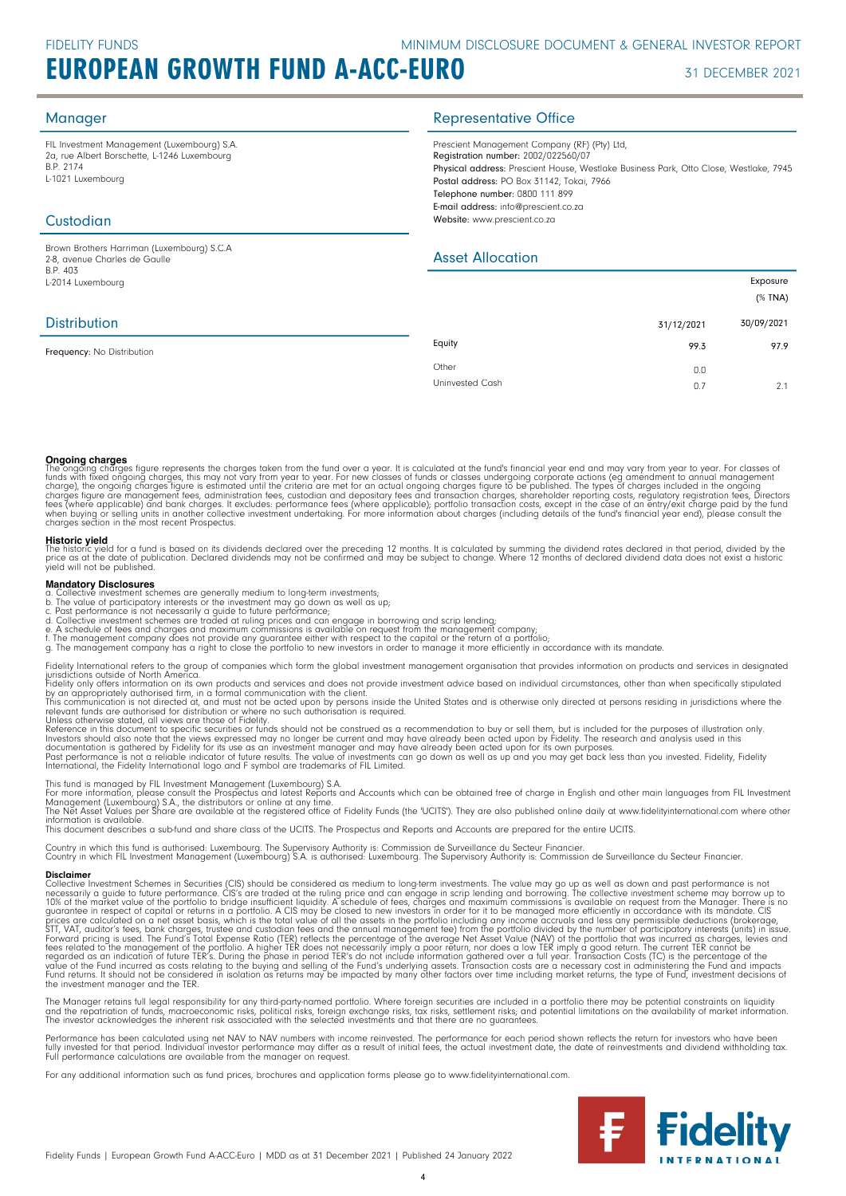FIDELITY FUNDS

# EUROPEAN GROWTH FUND A-ACC-EURO

MINIMUM DISCLOSURE DOCUMENT & GENERAL INVESTOR REPORT

31 DECEMBER 2021

## Manager

FIL Investment Management (Luxembourg) S.A.
2a, rue Albert Borschette, L-1246 Luxembourg
B.P. 2174
L-1021 Luxembourg

## Custodian

Brown Brothers Harriman (Luxembourg) S.C.A
2-8, avenue Charles de Gaulle
B.P. 403
L-2014 Luxembourg

## Distribution

Frequency: No Distribution

## Representative Office

Prescient Management Company (RF) (Pty) Ltd,
Registration number: 2002/022560/07
Physical address: Prescient House, Westlake Business Park, Otto Close, Westlake, 7945
Postal address: PO Box 31142, Tokai, 7966
Telephone number: 0800 111 899
E-mail address: info@prescient.co.za
Website: www.prescient.co.za

## Asset Allocation

| | Exposure (% TNA) | |
|---|---|---|
| | 31/12/2021 | 30/09/2021 |
| Equity | 99.3 | 97.9 |
| Other | 0.0 | |
| Uninvested Cash | 0.7 | 2.1 |

**Ongoing charges**
The ongoing charges figure represents the charges taken from the fund over a year. It is calculated at the fund's financial year end and may vary from year to year. For classes of funds with fixed ongoing charges, this may not vary from year to year. For new classes of funds or classes undergoing corporate actions (eg amendment to annual management charge), the ongoing charges figure is estimated until the criteria are met for an actual ongoing charges figure to be published. The types of charges included in the ongoing charges figure are management fees, administration fees, custodian and depositary fees and transaction charges, shareholder reporting costs, regulatory registration fees, Directors fees (where applicable) and bank charges. It excludes: performance fees (where applicable); portfolio transaction costs, except in the case of an entry/exit charge paid by the fund when buying or selling units in another collective investment undertaking. For more information about charges (including details of the fund's financial year end), please consult the charges section in the most recent Prospectus.

**Historic yield**
The historic yield for a fund is based on its dividends declared over the preceding 12 months. It is calculated by summing the dividend rates declared in that period, divided by the price as at the date of publication. Declared dividends may not be confirmed and may be subject to change. Where 12 months of declared dividend data does not exist a historic yield will not be published.

**Mandatory Disclosures**
a. Collective investment schemes are generally medium to long-term investments;
b. The value of participatory interests or the investment may go down as well as up;
c. Past performance is not necessarily a guide to future performance;
d. Collective investment schemes are traded at ruling prices and can engage in borrowing and scrip lending;
e. A schedule of fees and charges and maximum commissions is available on request from the management company;
f. The management company does not provide any guarantee either with respect to the capital or the return of a portfolio;
g. The management company has a right to close the portfolio to new investors in order to manage it more efficiently in accordance with its mandate.

Fidelity International refers to the group of companies which form the global investment management organisation that provides information on products and services in designated jurisdictions outside of North America.
Fidelity only offers information on its own products and services and does not provide investment advice based on individual circumstances, other than when specifically stipulated by an appropriately authorised firm, in a formal communication with the client.
This communication is not directed at, and must not be acted upon by persons inside the United States and is otherwise only directed at persons residing in jurisdictions where the relevant funds are authorised for distribution or where no such authorisation is required.
Unless otherwise stated, all views are those of Fidelity.
Reference in this document to specific securities or funds should not be construed as a recommendation to buy or sell them, but is included for the purposes of illustration only.
Investors should also note that the views expressed may no longer be current and may have already been acted upon by Fidelity. The research and analysis used in this documentation is gathered by Fidelity for its use as an investment manager and may have already been acted upon for its own purposes.
Past performance is not a reliable indicator of future results. The value of investments can go down as well as up and you may get back less than you invested. Fidelity, Fidelity International, the Fidelity International logo and F symbol are trademarks of FIL Limited.

This fund is managed by FIL Investment Management (Luxembourg) S.A.
For more information, please consult the Prospectus and latest Reports and Accounts which can be obtained free of charge in English and other main languages from FIL Investment Management (Luxembourg) S.A., the distributors or online at any time.
The Net Asset Values per Share are available at the registered office of Fidelity Funds (the 'UCITS'). They are also published online daily at www.fidelityinternational.com where other information is available.
This document describes a sub-fund and share class of the UCITS. The Prospectus and Reports and Accounts are prepared for the entire UCITS.

Country in which this fund is authorised: Luxembourg. The Supervisory Authority is: Commission de Surveillance du Secteur Financier.
Country in which FIL Investment Management (Luxembourg) S.A. is authorised: Luxembourg. The Supervisory Authority is: Commission de Surveillance du Secteur Financier.

**Disclaimer**
Collective Investment Schemes in Securities (CIS) should be considered as medium to long-term investments. The value may go up as well as down and past performance is not necessarily a guide to future performance. CIS's are traded at the ruling price and can engage in scrip lending and borrowing. The collective investment scheme may borrow up to 10% of the market value of the portfolio to bridge insufficient liquidity. A schedule of fees, charges and maximum commissions is available on request from the Manager. There is no guarantee in respect of capital or returns in a portfolio. A CIS may be closed to new investors in order for it to be managed more efficiently in accordance with its mandate. CIS prices are calculated on a net asset basis, which is the total value of all the assets in the portfolio including any income accruals and less any permissible deductions (brokerage, STT, VAT, auditor's fees, bank charges, trustee and custodian fees and the annual management fee) from the portfolio divided by the number of participatory interests (units) in issue. Forward pricing is used. The Fund's Total Expense Ratio (TER) reflects the percentage of the average Net Asset Value (NAV) of the portfolio that was incurred as charges, levies and fees related to the management of the portfolio. A higher TER does not necessarily imply a poor return, nor does a low TER imply a good return. The current TER cannot be regarded as an indication of future TER's. During the phase in period TER's do not include information gathered over a full year. Transaction Costs (TC) is the percentage of the value of the Fund incurred as costs relating to the buying and selling of the Fund's underlying assets. Transaction costs are a necessary cost in administering the Fund and impacts Fund returns. It should not be considered in isolation as returns may be impacted by many other factors over time including market returns, the type of Fund, investment decisions of the investment manager and the TER.

The Manager retains full legal responsibility for any third-party-named portfolio. Where foreign securities are included in a portfolio there may be potential constraints on liquidity and the repatriation of funds, macroeconomic risks, political risks, foreign exchange risks, tax risks, settlement risks; and potential limitations on the availability of market information. The investor acknowledges the inherent risk associated with the selected investments and that there are no guarantees.

Performance has been calculated using net NAV to NAV numbers with income reinvested. The performance for each period shown reflects the return for investors who have been fully invested for that period. Individual investor performance may differ as a result of initial fees, the actual investment date, the date of reinvestments and dividend withholding tax. Full performance calculations are available from the manager on request.

For any additional information such as fund prices, brochures and application forms please go to www.fidelityinternational.com.